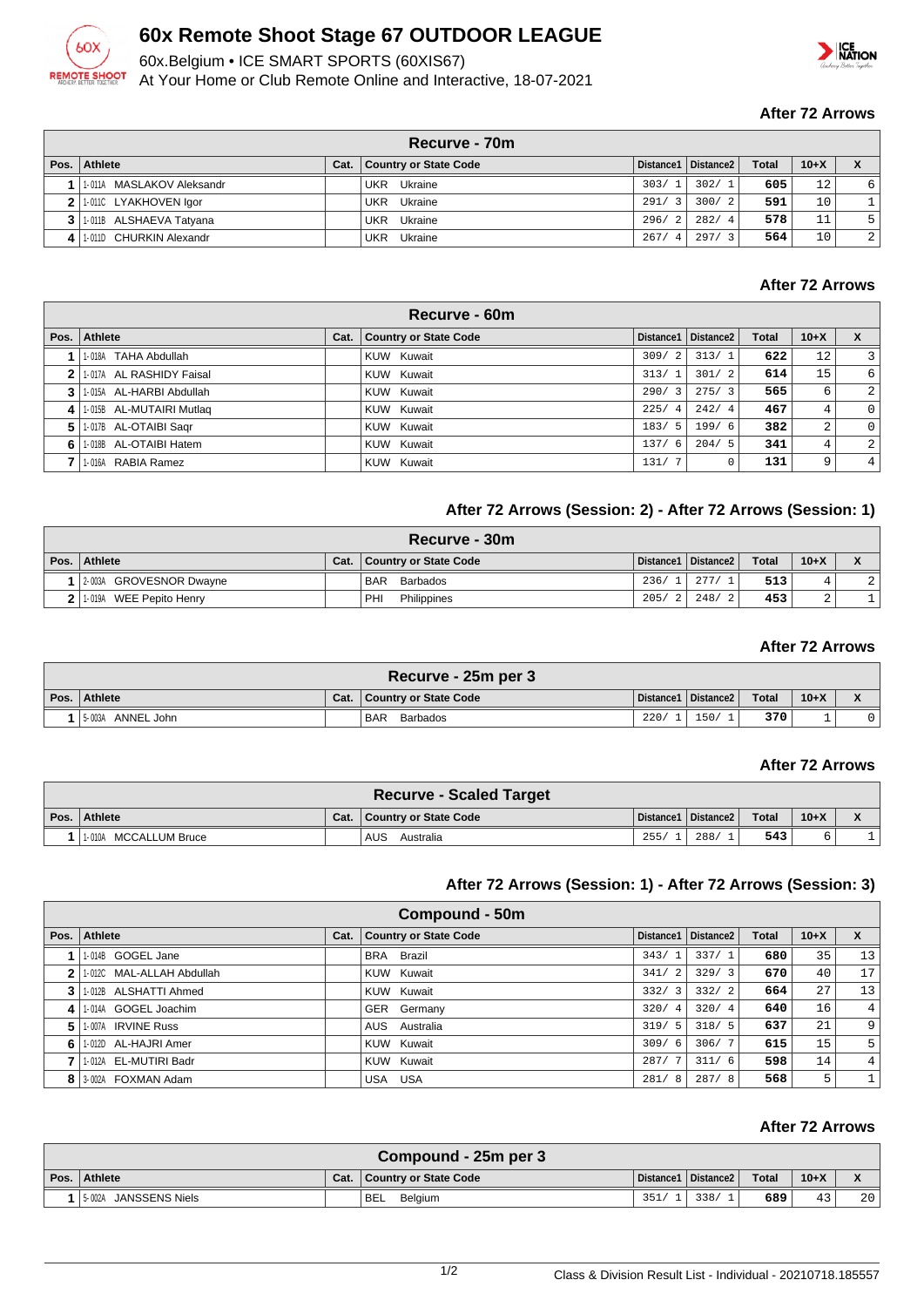# 60x Remote Shoot Stage 67 OUTDOOR LEAGUE

60x.Belgium • ICE SMART SPORTS (60XIS67)

At Your Home or Club Remote Online and Interactive, 18-07-2021

### After 72 Arrows

| Recurve - 70m | | | | | | | | |
|---|---|---|---|---|---|---|---|---|
| Pos. | Athlete | Cat. | Country or State Code | Distance1 | Distance2 | Total | 10+X | X |
| 1 | 1-011A MASLAKOV Aleksandr | | UKR Ukraine | 303/ 1 | 302/ 1 | 605 | 12 | 6 |
| 2 | 1-011C LYAKHOVEN Igor | | UKR Ukraine | 291/ 3 | 300/ 2 | 591 | 10 | 1 |
| 3 | 1-011B ALSHAEVA Tatyana | | UKR Ukraine | 296/ 2 | 282/ 4 | 578 | 11 | 5 |
| 4 | 1-011D CHURKIN Alexandr | | UKR Ukraine | 267/ 4 | 297/ 3 | 564 | 10 | 2 |

### After 72 Arrows

| Recurve - 60m | | | | | | | | |
|---|---|---|---|---|---|---|---|---|
| Pos. | Athlete | Cat. | Country or State Code | Distance1 | Distance2 | Total | 10+X | X |
| 1 | 1-018A TAHA Abdullah | | KUW Kuwait | 309/ 2 | 313/ 1 | 622 | 12 | 3 |
| 2 | 1-017A AL RASHIDY Faisal | | KUW Kuwait | 313/ 1 | 301/ 2 | 614 | 15 | 6 |
| 3 | 1-015A AL-HARBI Abdullah | | KUW Kuwait | 290/ 3 | 275/ 3 | 565 | 6 | 2 |
| 4 | 1-015B AL-MUTAIRI Mutlaq | | KUW Kuwait | 225/ 4 | 242/ 4 | 467 | 4 | 0 |
| 5 | 1-017B AL-OTAIBI Saqr | | KUW Kuwait | 183/ 5 | 199/ 6 | 382 | 2 | 0 |
| 6 | 1-018B AL-OTAIBI Hatem | | KUW Kuwait | 137/ 6 | 204/ 5 | 341 | 4 | 2 |
| 7 | 1-016A RABIA Ramez | | KUW Kuwait | 131/ 7 | 0 | 131 | 9 | 4 |

### After 72 Arrows (Session: 2) - After 72 Arrows (Session: 1)

| Recurve - 30m | | | | | | | | |
|---|---|---|---|---|---|---|---|---|
| Pos. | Athlete | Cat. | Country or State Code | Distance1 | Distance2 | Total | 10+X | X |
| 1 | 2-003A GROVESNOR Dwayne | | BAR Barbados | 236/ 1 | 277/ 1 | 513 | 4 | 2 |
| 2 | 1-019A WEE Pepito Henry | | PHI Philippines | 205/ 2 | 248/ 2 | 453 | 2 | 1 |

### After 72 Arrows

| Recurve - 25m per 3 | | | | | | | | |
|---|---|---|---|---|---|---|---|---|
| Pos. | Athlete | Cat. | Country or State Code | Distance1 | Distance2 | Total | 10+X | X |
| 1 | 5-003A ANNEL John | | BAR Barbados | 220/ 1 | 150/ 1 | 370 | 1 | 0 |

### After 72 Arrows

| Recurve - Scaled Target | | | | | | | | |
|---|---|---|---|---|---|---|---|---|
| Pos. | Athlete | Cat. | Country or State Code | Distance1 | Distance2 | Total | 10+X | X |
| 1 | 1-010A MCCALLUM Bruce | | AUS Australia | 255/ 1 | 288/ 1 | 543 | 6 | 1 |

### After 72 Arrows (Session: 1) - After 72 Arrows (Session: 3)

| Compound - 50m | | | | | | | | |
|---|---|---|---|---|---|---|---|---|
| Pos. | Athlete | Cat. | Country or State Code | Distance1 | Distance2 | Total | 10+X | X |
| 1 | 1-014B GOGEL Jane | | BRA Brazil | 343/ 1 | 337/ 1 | 680 | 35 | 13 |
| 2 | 1-012C MAL-ALLAH Abdullah | | KUW Kuwait | 341/ 2 | 329/ 3 | 670 | 40 | 17 |
| 3 | 1-012B ALSHATTI Ahmed | | KUW Kuwait | 332/ 3 | 332/ 2 | 664 | 27 | 13 |
| 4 | 1-014A GOGEL Joachim | | GER Germany | 320/ 4 | 320/ 4 | 640 | 16 | 4 |
| 5 | 1-007A IRVINE Russ | | AUS Australia | 319/ 5 | 318/ 5 | 637 | 21 | 9 |
| 6 | 1-012D AL-HAJRI Amer | | KUW Kuwait | 309/ 6 | 306/ 7 | 615 | 15 | 5 |
| 7 | 1-012A EL-MUTIRI Badr | | KUW Kuwait | 287/ 7 | 311/ 6 | 598 | 14 | 4 |
| 8 | 3-002A FOXMAN Adam | | USA USA | 281/ 8 | 287/ 8 | 568 | 5 | 1 |

### After 72 Arrows

| Compound - 25m per 3 | | | | | | | | |
|---|---|---|---|---|---|---|---|---|
| Pos. | Athlete | Cat. | Country or State Code | Distance1 | Distance2 | Total | 10+X | X |
| 1 | 5-002A JANSSENS Niels | | BEL Belgium | 351/ 1 | 338/ 1 | 689 | 43 | 20 |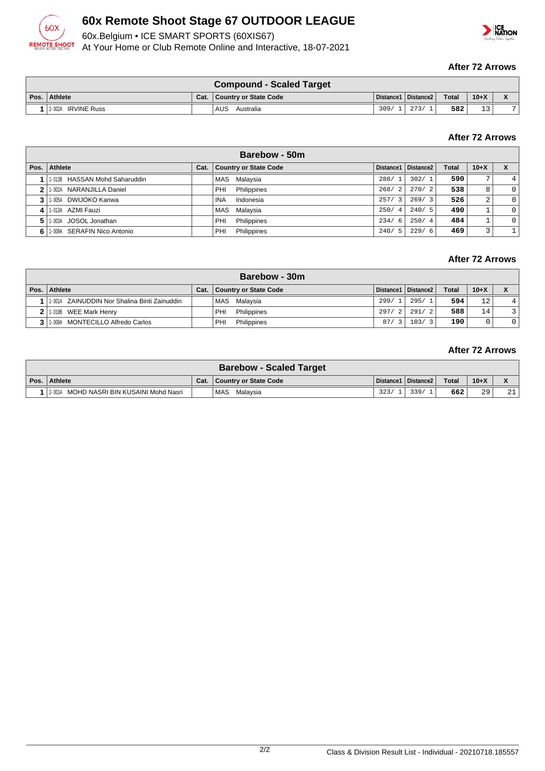# 60x Remote Shoot Stage 67 OUTDOOR LEAGUE

60x.Belgium • ICE SMART SPORTS (60XIS67)

At Your Home or Club Remote Online and Interactive, 18-07-2021

### After 72 Arrows

| Compound - Scaled Target | | | | | | | | |
|---|---|---|---|---|---|---|---|---|
| Pos. | Athlete | Cat. | Country or State Code | Distance1 | Distance2 | Total | 10+X | X |
| 1 | 2-002A IRVINE Russ | | AUS Australia | 309/ 1 | 273/ 1 | 582 | 13 | 7 |

### After 72 Arrows

| Barebow - 50m | | | | | | | | |
|---|---|---|---|---|---|---|---|---|
| Pos. | Athlete | Cat. | Country or State Code | Distance1 | Distance2 | Total | 10+X | X |
| 1 | 1-013B HASSAN Mohd Saharuddin | | MAS Malaysia | 288/ 1 | 302/ 1 | 590 | 7 | 4 |
| 2 | 1-002A NARANJILLA Daniel | | PHI Philippines | 268/ 2 | 270/ 2 | 538 | 8 | 0 |
| 3 | 1-005A DWIJOKO Kanwa | | INA Indonesia | 257/ 3 | 269/ 3 | 526 | 2 | 0 |
| 4 | 1-013A AZMI Fauzi | | MAS Malaysia | 250/ 4 | 240/ 5 | 490 | 1 | 0 |
| 5 | 1-003A JOSOL Jonathan | | PHI Philippines | 234/ 6 | 250/ 4 | 484 | 1 | 0 |
| 6 | 1-009A SERAFIN Nico Antonio | | PHI Philippines | 240/ 5 | 229/ 6 | 469 | 3 | 1 |

### After 72 Arrows

| Barebow - 30m | | | | | | | | |
|---|---|---|---|---|---|---|---|---|
| Pos. | Athlete | Cat. | Country or State Code | Distance1 | Distance2 | Total | 10+X | X |
| 1 | 1-001A ZAINUDDIN Nor Shalina Binti Zainuddin | | MAS Malaysia | 299/ 1 | 295/ 1 | 594 | 12 | 4 |
| 2 | 1-019B WEE Mark Henry | | PHI Philippines | 297/ 2 | 291/ 2 | 588 | 14 | 3 |
| 3 | 1-008A MONTECILLO Alfredo Carlos | | PHI Philippines | 87/ 3 | 103/ 3 | 190 | 0 | 0 |

### After 72 Arrows

| Barebow - Scaled Target | | | | | | | | |
|---|---|---|---|---|---|---|---|---|
| Pos. | Athlete | Cat. | Country or State Code | Distance1 | Distance2 | Total | 10+X | X |
| 1 | 2-001A MOHD NASRI BIN KUSAINI Mohd Nasri | | MAS Malaysia | 323/ 1 | 339/ 1 | 662 | 29 | 21 |

Class & Division Result List - Individual - 20210718.185557